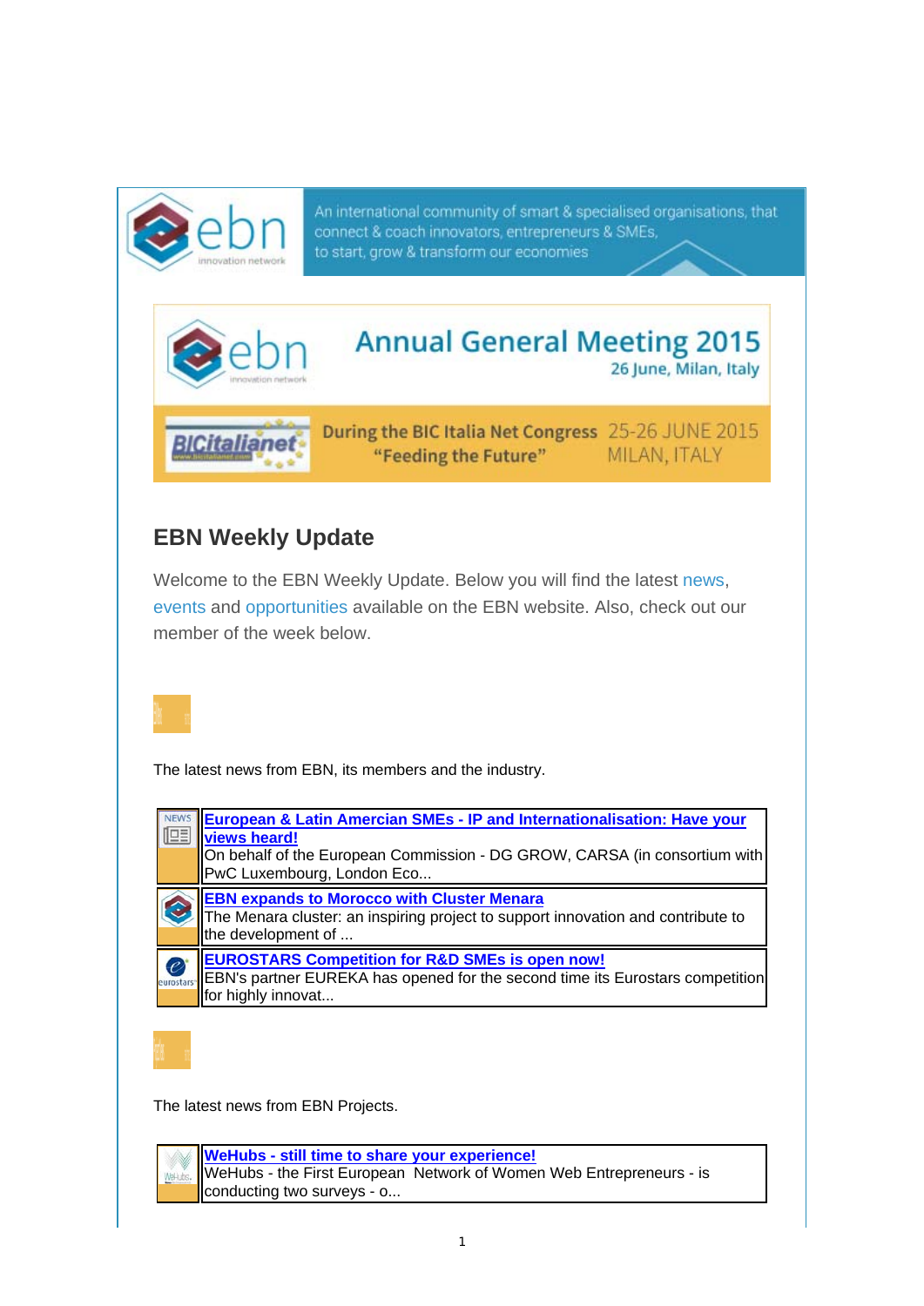An international community of smart & specialised organisations, that connect & coach innovators, entrepreneurs & SMEs, to start, grow & transform our economies

Annual General Meeting 2015
26 June, Milan, Italy

During the BIC Italia Net Congress "Feeding the Future" 25-26 JUNE 2015 MILAN, ITALY

## EBN Weekly Update

Welcome to the EBN Weekly Update. Below you will find the latest news, events and opportunities available on the EBN website. Also, check out our member of the week below.

The latest news from EBN, its members and the industry.

**European & Latin Amercian SMEs - IP and Internationalisation: Have your views heard!**
On behalf of the European Commission - DG GROW, CARSA (in consortium with PwC Luxembourg, London Eco...

**EBN expands to Morocco with Cluster Menara**
The Menara cluster: an inspiring project to support innovation and contribute to the development of ...

**EUROSTARS Competition for R&D SMEs is open now!**
EBN's partner EUREKA has opened for the second time its Eurostars competition for highly innovat...

The latest news from EBN Projects.

**WeHubs - still time to share your experience!**
WeHubs - the First European Network of Women Web Entrepreneurs - is conducting two surveys - o...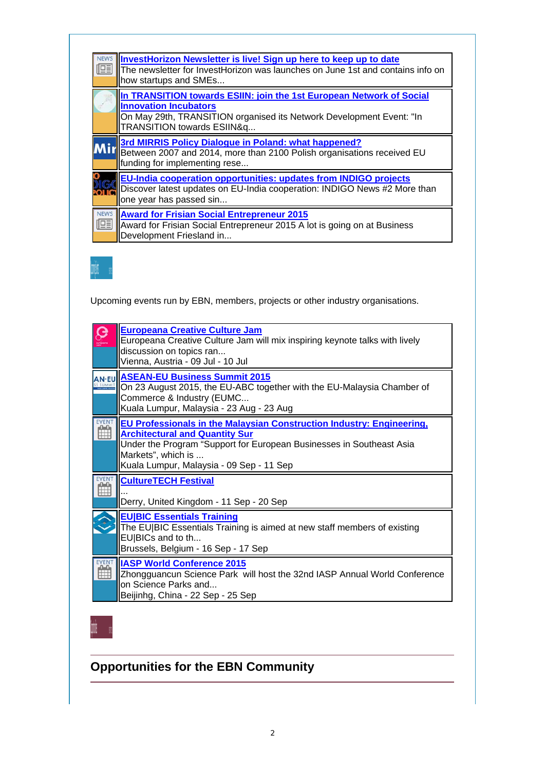**InvestHorizon Newsletter is live! Sign up here to keep up to date**
The newsletter for InvestHorizon was launches on June 1st and contains info on how startups and SMEs...

**In TRANSITION towards ESIIN: join the 1st European Network of Social Innovation Incubators**
On May 29th, TRANSITION organised its Network Development Event: "In TRANSITION towards ESIIN&q...

**3rd MIRRIS Policy Dialogue in Poland: what happened?**
Between 2007 and 2014, more than 2100 Polish organisations received EU funding for implementing rese...

**EU-India cooperation opportunities: updates from INDIGO projects**
Discover latest updates on EU-India cooperation: INDIGO News #2 More than one year has passed sin...

**Award for Frisian Social Entrepreneur 2015**
Award for Frisian Social Entrepreneur 2015 A lot is going on at Business Development Friesland in...

Upcoming events run by EBN, members, projects or other industry organisations.

**Europeana Creative Culture Jam**
Europeana Creative Culture Jam will mix inspiring keynote talks with lively discussion on topics ran...
Vienna, Austria - 09 Jul - 10 Jul

**ASEAN-EU Business Summit 2015**
On 23 August 2015, the EU-ABC together with the EU-Malaysia Chamber of Commerce & Industry (EUMC...
Kuala Lumpur, Malaysia - 23 Aug - 23 Aug

**EU Professionals in the Malaysian Construction Industry: Engineering, Architectural and Quantity Sur**
Under the Program "Support for European Businesses in Southeast Asia Markets", which is ...
Kuala Lumpur, Malaysia - 09 Sep - 11 Sep

**CultureTECH Festival**
...
Derry, United Kingdom - 11 Sep - 20 Sep

**EU|BIC Essentials Training**
The EU|BIC Essentials Training is aimed at new staff members of existing EU|BICs and to th...
Brussels, Belgium - 16 Sep - 17 Sep

**IASP World Conference 2015**
Zhongguancun Science Park will host the 32nd IASP Annual World Conference on Science Parks and...
Beijinhg, China - 22 Sep - 25 Sep

## Opportunities for the EBN Community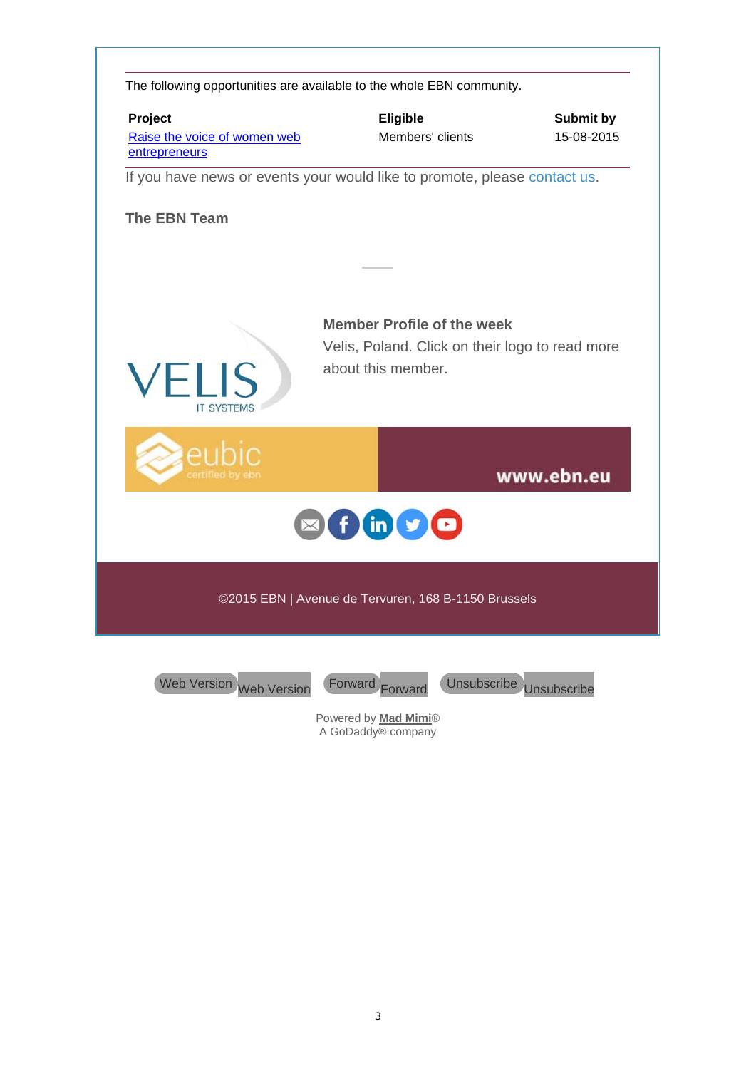The following opportunities are available to the whole EBN community.

| Project | Eligible | Submit by |
|---|---|---|
| Raise the voice of women web entrepreneurs | Members' clients | 15-08-2015 |

If you have news or events your would like to promote, please contact us.

**The EBN Team**

VELIS
IT SYSTEMS

**Member Profile of the week**

Velis, Poland. Click on their logo to read more about this member.

eubic
certified by ebn

www.ebn.eu

©2015 EBN | Avenue de Tervuren, 168 B-1150 Brussels

Web Version Web Version Forward Forward Unsubscribe Unsubscribe

Powered by **Mad Mimi**®
A GoDaddy® company